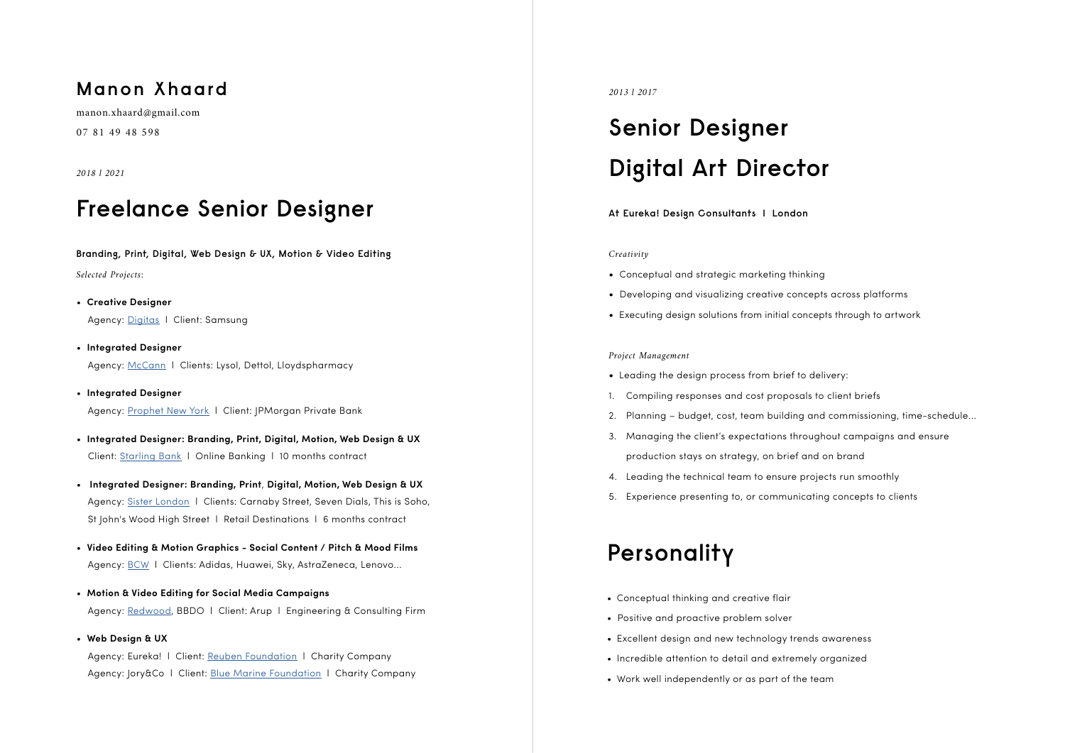# Manon Xhaard

manon.xhaard@gmail.com

07 81 49 48 598

*2018 l 2021*

## Freelance Senior Designer

**Branding, Print, Digital, Web Design & UX, Motion & Video Editing**

*Selected Projects*:

- **Creative Designer**
  Agency: Digitas l Client: Samsung
- **Integrated Designer**
  Agency: McCann l Clients: Lysol, Dettol, Lloydspharmacy
- **Integrated Designer**
  Agency: Prophet New York l Client: JPMorgan Private Bank
- **Integrated Designer: Branding, Print, Digital, Motion, Web Design & UX**
  Client: Starling Bank l Online Banking l 10 months contract
- **Integrated Designer: Branding, Print, Digital, Motion, Web Design & UX**
  Agency: Sister London l Clients: Carnaby Street, Seven Dials, This is Soho, St John's Wood High Street l Retail Destinations l 6 months contract
- **Video Editing & Motion Graphics - Social Content / Pitch & Mood Films**
  Agency: BCW l Clients: Adidas, Huawei, Sky, AstraZeneca, Lenovo...
- **Motion & Video Editing for Social Media Campaigns**
  Agency: Redwood, BBDO l Client: Arup l Engineering & Consulting Firm
- **Web Design & UX**
  Agency: Eureka! l Client: Reuben Foundation l Charity Company
  Agency: Jory&Co l Client: Blue Marine Foundation l Charity Company

*2013 l 2017*

## Senior Designer
## Digital Art Director

**At Eureka! Design Consultants l London**

*Creativity*

- Conceptual and strategic marketing thinking
- Developing and visualizing creative concepts across platforms
- Executing design solutions from initial concepts through to artwork

*Project Management*

- Leading the design process from brief to delivery:

1. Compiling responses and cost proposals to client briefs
2. Planning – budget, cost, team building and commissioning, time-schedule...
3. Managing the client's expectations throughout campaigns and ensure production stays on strategy, on brief and on brand
4. Leading the technical team to ensure projects run smoothly
5. Experience presenting to, or communicating concepts to clients

## Personality

- Conceptual thinking and creative flair
- Positive and proactive problem solver
- Excellent design and new technology trends awareness
- Incredible attention to detail and extremely organized
- Work well independently or as part of the team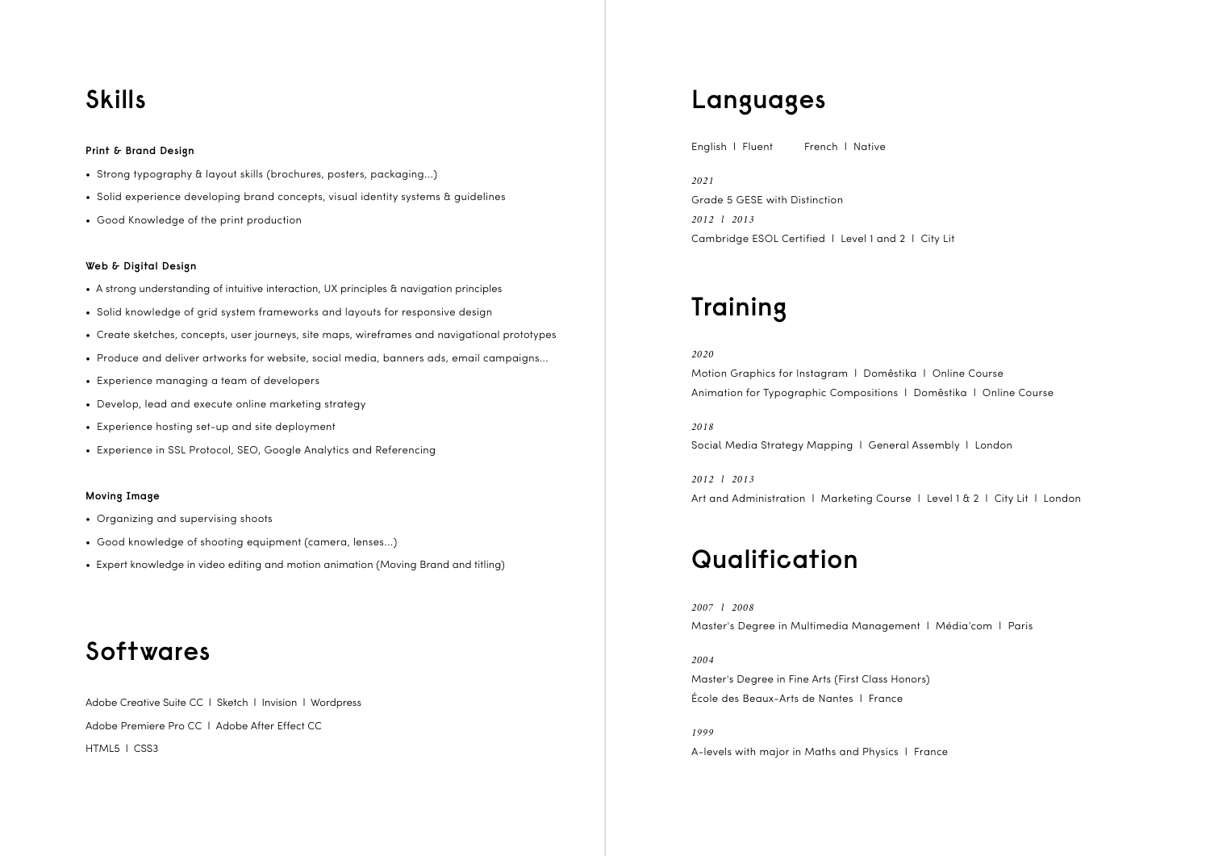## Skills

#### Print & Brand Design

- Strong typography & layout skills (brochures, posters, packaging...)
- Solid experience developing brand concepts, visual identity systems & guidelines
- Good Knowledge of the print production

#### Web & Digital Design

- A strong understanding of intuitive interaction, UX principles & navigation principles
- Solid knowledge of grid system frameworks and layouts for responsive design
- Create sketches, concepts, user journeys, site maps, wireframes and navigational prototypes
- Produce and deliver artworks for website, social media, banners ads, email campaigns...
- Experience managing a team of developers
- Develop, lead and execute online marketing strategy
- Experience hosting set-up and site deployment
- Experience in SSL Protocol, SEO, Google Analytics and Referencing

#### Moving Image

- Organizing and supervising shoots
- Good knowledge of shooting equipment (camera, lenses...)
- Expert knowledge in video editing and motion animation (Moving Brand and titling)

## Softwares

Adobe Creative Suite CC I Sketch I Invision I Wordpress

Adobe Premiere Pro CC I Adobe After Effect CC

HTML5 I CSS3

## Languages

English I Fluent    French I Native

*2021*
Grade 5 GESE with Distinction

*2012 I 2013*
Cambridge ESOL Certified I Level 1 and 2 I City Lit

## Training

*2020*
Motion Graphics for Instagram I Domêstika I Online Course
Animation for Typographic Compositions I Domêstika I Online Course

*2018*
Social Media Strategy Mapping I General Assembly I London

*2012 I 2013*
Art and Administration I Marketing Course I Level 1 & 2 I City Lit I London

## Qualification

*2007 I 2008*
Master's Degree in Multimedia Management I Média'com I Paris

*2004*
Master's Degree in Fine Arts (First Class Honors)
École des Beaux-Arts de Nantes I France

*1999*
A-levels with major in Maths and Physics I France